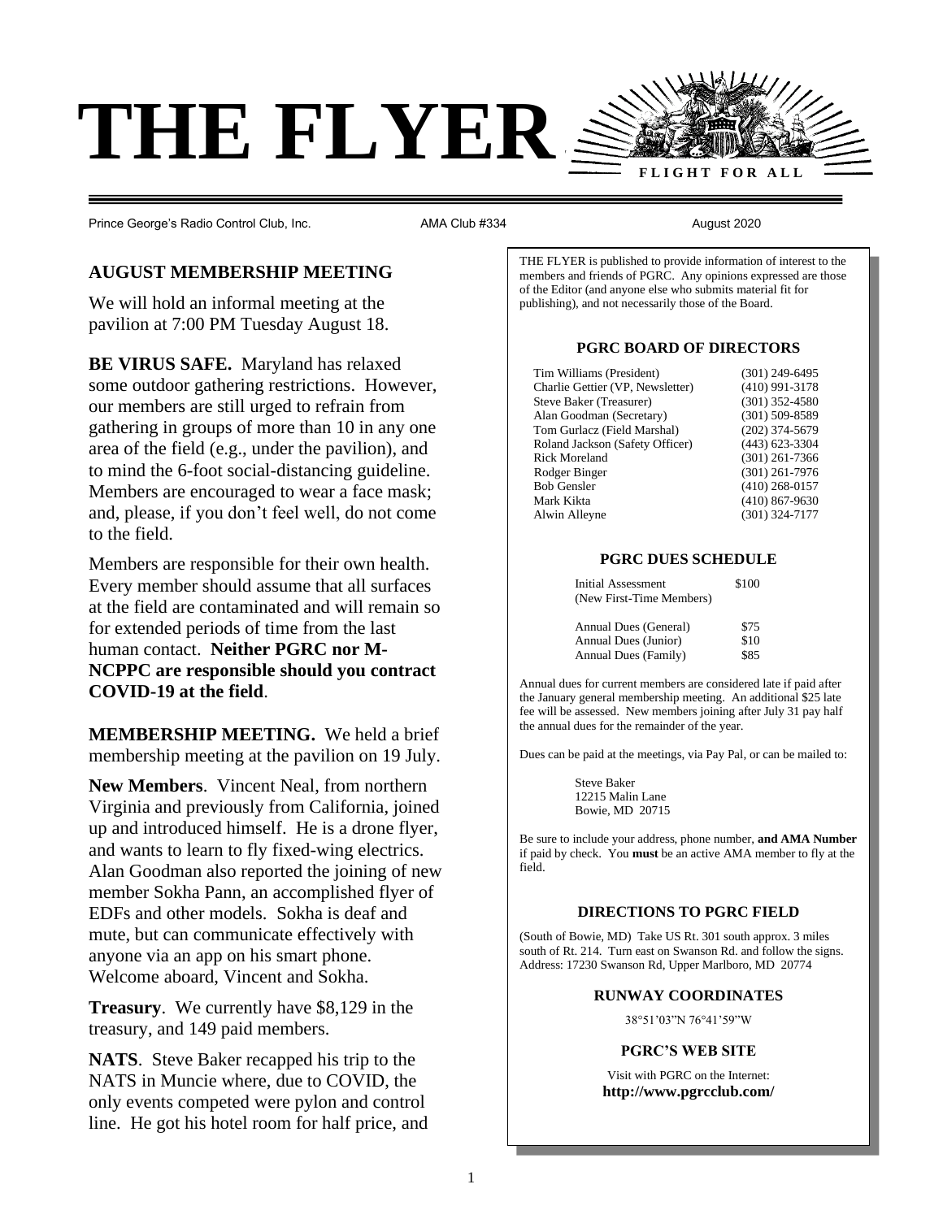# THE FLYER

FLIGHT FOR ALL

Prince George's Radio Control Club, Inc. AMA Club #334 August 2020

## AUGUST MEMBERSHIP MEETING

We will hold an informal meeting at the pavilion at 7:00 PM Tuesday August 18.

**BE VIRUS SAFE.** Maryland has relaxed some outdoor gathering restrictions. However, our members are still urged to refrain from gathering in groups of more than 10 in any one area of the field (e.g., under the pavilion), and to mind the 6-foot social-distancing guideline. Members are encouraged to wear a face mask; and, please, if you don't feel well, do not come to the field.

Members are responsible for their own health. Every member should assume that all surfaces at the field are contaminated and will remain so for extended periods of time from the last human contact. **Neither PGRC nor M-NCPPC are responsible should you contract COVID-19 at the field**.

**MEMBERSHIP MEETING.** We held a brief membership meeting at the pavilion on 19 July.

**New Members**. Vincent Neal, from northern Virginia and previously from California, joined up and introduced himself. He is a drone flyer, and wants to learn to fly fixed-wing electrics. Alan Goodman also reported the joining of new member Sokha Pann, an accomplished flyer of EDFs and other models. Sokha is deaf and mute, but can communicate effectively with anyone via an app on his smart phone. Welcome aboard, Vincent and Sokha.

**Treasury**. We currently have $8,129 in the treasury, and 149 paid members.

**NATS**. Steve Baker recapped his trip to the NATS in Muncie where, due to COVID, the only events competed were pylon and control line. He got his hotel room for half price, and

---

THE FLYER is published to provide information of interest to the members and friends of PGRC. Any opinions expressed are those of the Editor (and anyone else who submits material fit for publishing), and not necessarily those of the Board.

### PGRC BOARD OF DIRECTORS

| | |
|---|---|
| Tim Williams (President) | (301) 249-6495 |
| Charlie Gettier (VP, Newsletter) | (410) 991-3178 |
| Steve Baker (Treasurer) | (301) 352-4580 |
| Alan Goodman (Secretary) | (301) 509-8589 |
| Tom Gurlacz (Field Marshal) | (202) 374-5679 |
| Roland Jackson (Safety Officer) | (443) 623-3304 |
| Rick Moreland | (301) 261-7366 |
| Rodger Binger | (301) 261-7976 |
| Bob Gensler | (410) 268-0157 |
| Mark Kikta | (410) 867-9630 |
| Alwin Alleyne | (301) 324-7177 |

### PGRC DUES SCHEDULE

| | |
|---|---|
| Initial Assessment (New First-Time Members) | $100 |
| Annual Dues (General) | $75 |
| Annual Dues (Junior) | $10 |
| Annual Dues (Family) | $85 |

Annual dues for current members are considered late if paid after the January general membership meeting. An additional $25 late fee will be assessed. New members joining after July 31 pay half the annual dues for the remainder of the year.

Dues can be paid at the meetings, via Pay Pal, or can be mailed to:

Steve Baker
12215 Malin Lane
Bowie, MD 20715

Be sure to include your address, phone number, **and AMA Number** if paid by check. You **must** be an active AMA member to fly at the field.

### DIRECTIONS TO PGRC FIELD

(South of Bowie, MD) Take US Rt. 301 south approx. 3 miles south of Rt. 214. Turn east on Swanson Rd. and follow the signs. Address: 17230 Swanson Rd, Upper Marlboro, MD 20774

### RUNWAY COORDINATES

38°51'03"N 76°41'59"W

### PGRC'S WEB SITE

Visit with PGRC on the Internet:
**http://www.pgrcclub.com/**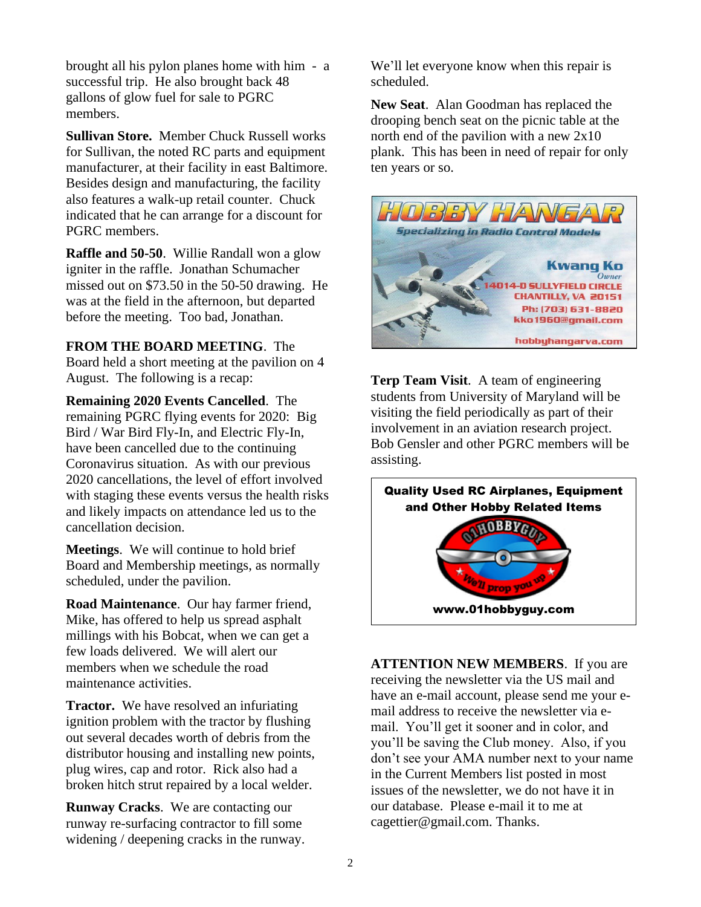brought all his pylon planes home with him - a successful trip. He also brought back 48 gallons of glow fuel for sale to PGRC members.

**Sullivan Store.** Member Chuck Russell works for Sullivan, the noted RC parts and equipment manufacturer, at their facility in east Baltimore. Besides design and manufacturing, the facility also features a walk-up retail counter. Chuck indicated that he can arrange for a discount for PGRC members.

**Raffle and 50-50**. Willie Randall won a glow igniter in the raffle. Jonathan Schumacher missed out on $73.50 in the 50-50 drawing. He was at the field in the afternoon, but departed before the meeting. Too bad, Jonathan.

**FROM THE BOARD MEETING**. The Board held a short meeting at the pavilion on 4 August. The following is a recap:

**Remaining 2020 Events Cancelled**. The remaining PGRC flying events for 2020: Big Bird / War Bird Fly-In, and Electric Fly-In, have been cancelled due to the continuing Coronavirus situation. As with our previous 2020 cancellations, the level of effort involved with staging these events versus the health risks and likely impacts on attendance led us to the cancellation decision.

**Meetings**. We will continue to hold brief Board and Membership meetings, as normally scheduled, under the pavilion.

**Road Maintenance**. Our hay farmer friend, Mike, has offered to help us spread asphalt millings with his Bobcat, when we can get a few loads delivered. We will alert our members when we schedule the road maintenance activities.

**Tractor.** We have resolved an infuriating ignition problem with the tractor by flushing out several decades worth of debris from the distributor housing and installing new points, plug wires, cap and rotor. Rick also had a broken hitch strut repaired by a local welder.

**Runway Cracks**. We are contacting our runway re-surfacing contractor to fill some widening / deepening cracks in the runway. We'll let everyone know when this repair is scheduled.

**New Seat**. Alan Goodman has replaced the drooping bench seat on the picnic table at the north end of the pavilion with a new 2x10 plank. This has been in need of repair for only ten years or so.

**HOBBY HANGAR**
Specializing in Radio Control Models
Kwang Ko
Owner
14014-D SULLYFIELD CIRCLE
CHANTILLY, VA 20151
Ph: (703) 631-8820
kko1960@gmail.com
hobbyhangarva.com

**Terp Team Visit**. A team of engineering students from University of Maryland will be visiting the field periodically as part of their involvement in an aviation research project. Bob Gensler and other PGRC members will be assisting.

**Quality Used RC Airplanes, Equipment and Other Hobby Related Items**
01HOBBYGUY
We'll prop you up
**www.01hobbyguy.com**

**ATTENTION NEW MEMBERS**. If you are receiving the newsletter via the US mail and have an e-mail account, please send me your e-mail address to receive the newsletter via e-mail. You'll get it sooner and in color, and you'll be saving the Club money. Also, if you don't see your AMA number next to your name in the Current Members list posted in most issues of the newsletter, we do not have it in our database. Please e-mail it to me at cagettier@gmail.com. Thanks.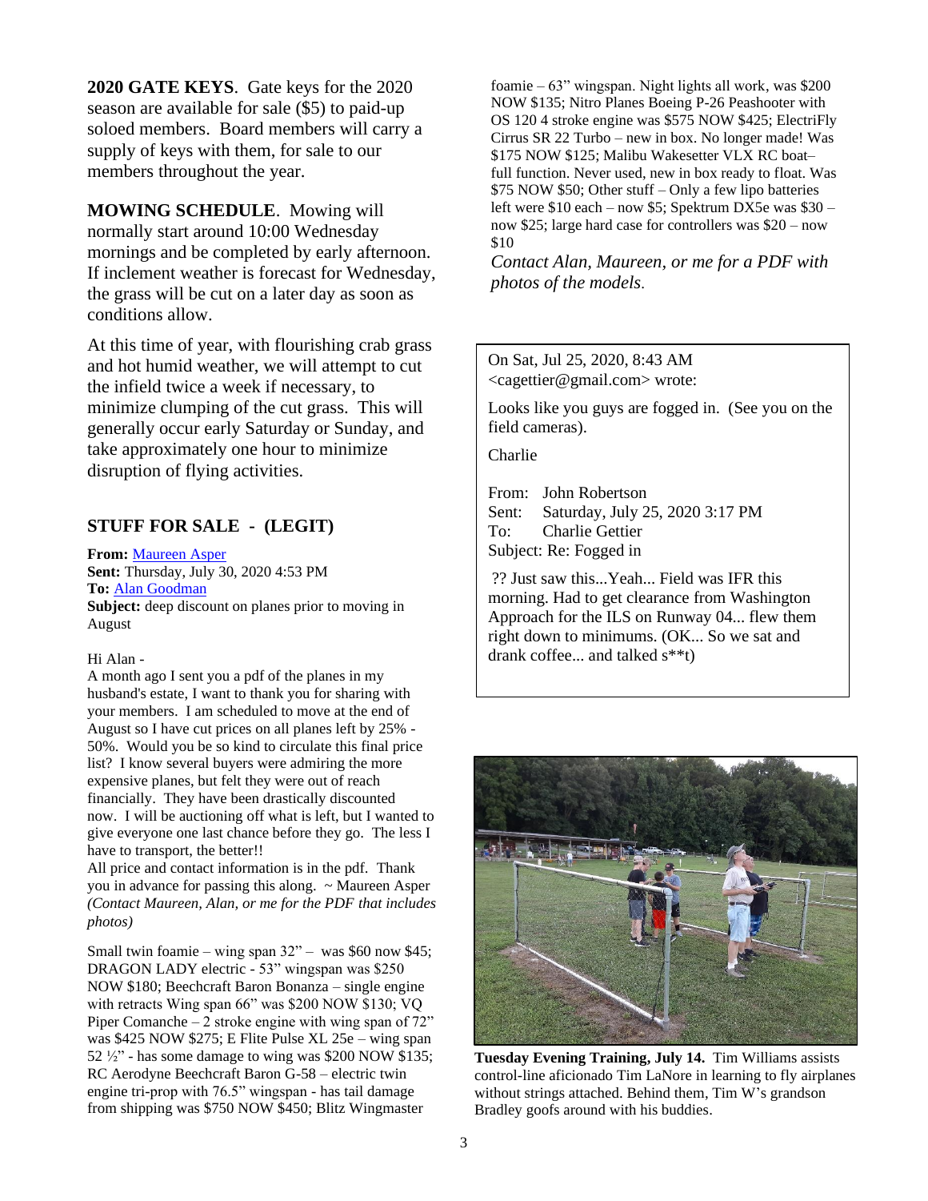**2020 GATE KEYS**. Gate keys for the 2020 season are available for sale ($5) to paid-up soloed members. Board members will carry a supply of keys with them, for sale to our members throughout the year.

**MOWING SCHEDULE**. Mowing will normally start around 10:00 Wednesday mornings and be completed by early afternoon. If inclement weather is forecast for Wednesday, the grass will be cut on a later day as soon as conditions allow.

At this time of year, with flourishing crab grass and hot humid weather, we will attempt to cut the infield twice a week if necessary, to minimize clumping of the cut grass. This will generally occur early Saturday or Sunday, and take approximately one hour to minimize disruption of flying activities.

## STUFF FOR SALE - (LEGIT)

**From:** Maureen Asper
**Sent:** Thursday, July 30, 2020 4:53 PM
**To:** Alan Goodman
**Subject:** deep discount on planes prior to moving in August

Hi Alan -
A month ago I sent you a pdf of the planes in my husband's estate, I want to thank you for sharing with your members. I am scheduled to move at the end of August so I have cut prices on all planes left by 25% - 50%. Would you be so kind to circulate this final price list? I know several buyers were admiring the more expensive planes, but felt they were out of reach financially. They have been drastically discounted now. I will be auctioning off what is left, but I wanted to give everyone one last chance before they go. The less I have to transport, the better!!
All price and contact information is in the pdf. Thank you in advance for passing this along. ~ Maureen Asper
*(Contact Maureen, Alan, or me for the PDF that includes photos)*

Small twin foamie – wing span 32" – was $60 now $45; DRAGON LADY electric - 53" wingspan was $250 NOW $180; Beechcraft Baron Bonanza – single engine with retracts Wing span 66" was $200 NOW $130; VQ Piper Comanche – 2 stroke engine with wing span of 72" was $425 NOW $275; E Flite Pulse XL 25e – wing span 52 ½" - has some damage to wing was $200 NOW $135; RC Aerodyne Beechcraft Baron G-58 – electric twin engine tri-prop with 76.5" wingspan - has tail damage from shipping was $750 NOW $450; Blitz Wingmaster foamie – 63" wingspan. Night lights all work, was $200 NOW $135; Nitro Planes Boeing P-26 Peashooter with OS 120 4 stroke engine was $575 NOW $425; ElectriFly Cirrus SR 22 Turbo – new in box. No longer made! Was $175 NOW $125; Malibu Wakesetter VLX RC boat– full function. Never used, new in box ready to float. Was $75 NOW $50; Other stuff – Only a few lipo batteries left were $10 each – now $5; Spektrum DX5e was $30 – now $25; large hard case for controllers was $20 – now $10

*Contact Alan, Maureen, or me for a PDF with photos of the models.*

On Sat, Jul 25, 2020, 8:43 AM <cagettier@gmail.com> wrote:

Looks like you guys are fogged in. (See you on the field cameras).

Charlie

From: John Robertson
Sent: Saturday, July 25, 2020 3:17 PM
To: Charlie Gettier
Subject: Re: Fogged in

?? Just saw this...Yeah... Field was IFR this morning. Had to get clearance from Washington Approach for the ILS on Runway 04... flew them right down to minimums. (OK... So we sat and drank coffee... and talked s**t)

**Tuesday Evening Training, July 14.** Tim Williams assists control-line aficionado Tim LaNore in learning to fly airplanes without strings attached. Behind them, Tim W's grandson Bradley goofs around with his buddies.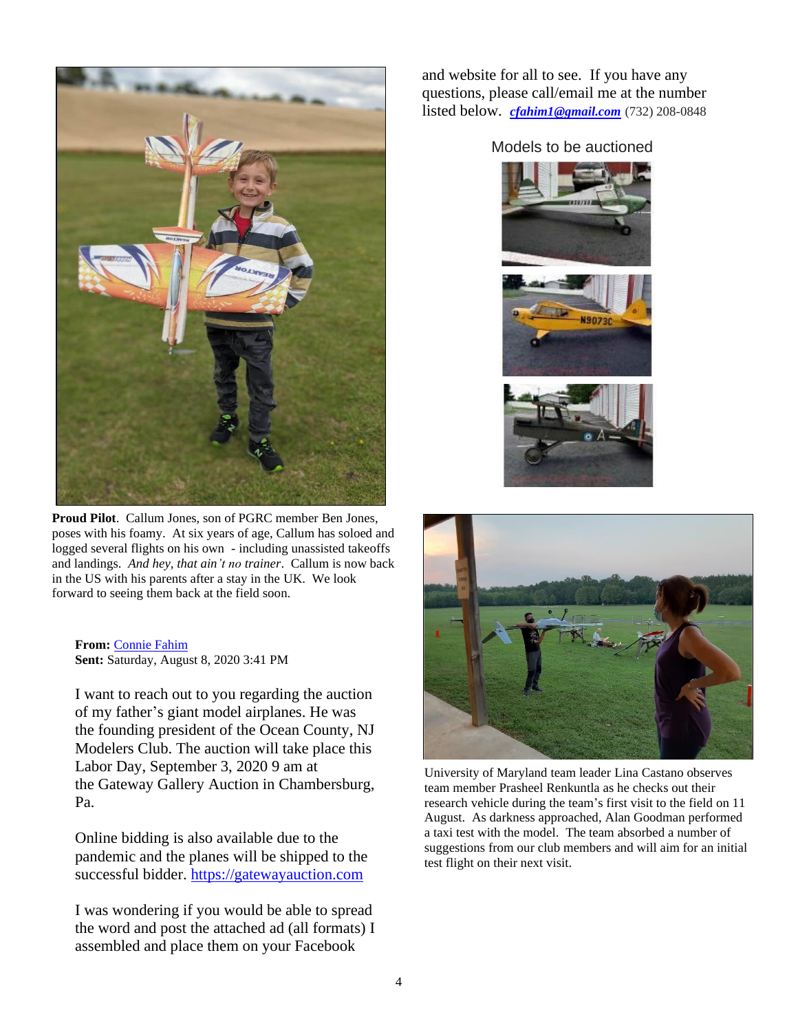**Proud Pilot**. Callum Jones, son of PGRC member Ben Jones, poses with his foamy. At six years of age, Callum has soloed and logged several flights on his own - including unassisted takeoffs and landings. *And hey, that ain't no trainer*. Callum is now back in the US with his parents after a stay in the UK. We look forward to seeing them back at the field soon.

**From:** Connie Fahim
**Sent:** Saturday, August 8, 2020 3:41 PM

I want to reach out to you regarding the auction of my father's giant model airplanes. He was the founding president of the Ocean County, NJ Modelers Club. The auction will take place this Labor Day, September 3, 2020 9 am at the Gateway Gallery Auction in Chambersburg, Pa.

Online bidding is also available due to the pandemic and the planes will be shipped to the successful bidder. https://gatewayauction.com

I was wondering if you would be able to spread the word and post the attached ad (all formats) I assembled and place them on your Facebook and website for all to see. If you have any questions, please call/email me at the number listed below. ***cfahim1@gmail.com*** (732) 208-0848

Models to be auctioned

University of Maryland team leader Lina Castano observes team member Prasheel Renkuntla as he checks out their research vehicle during the team's first visit to the field on 11 August. As darkness approached, Alan Goodman performed a taxi test with the model. The team absorbed a number of suggestions from our club members and will aim for an initial test flight on their next visit.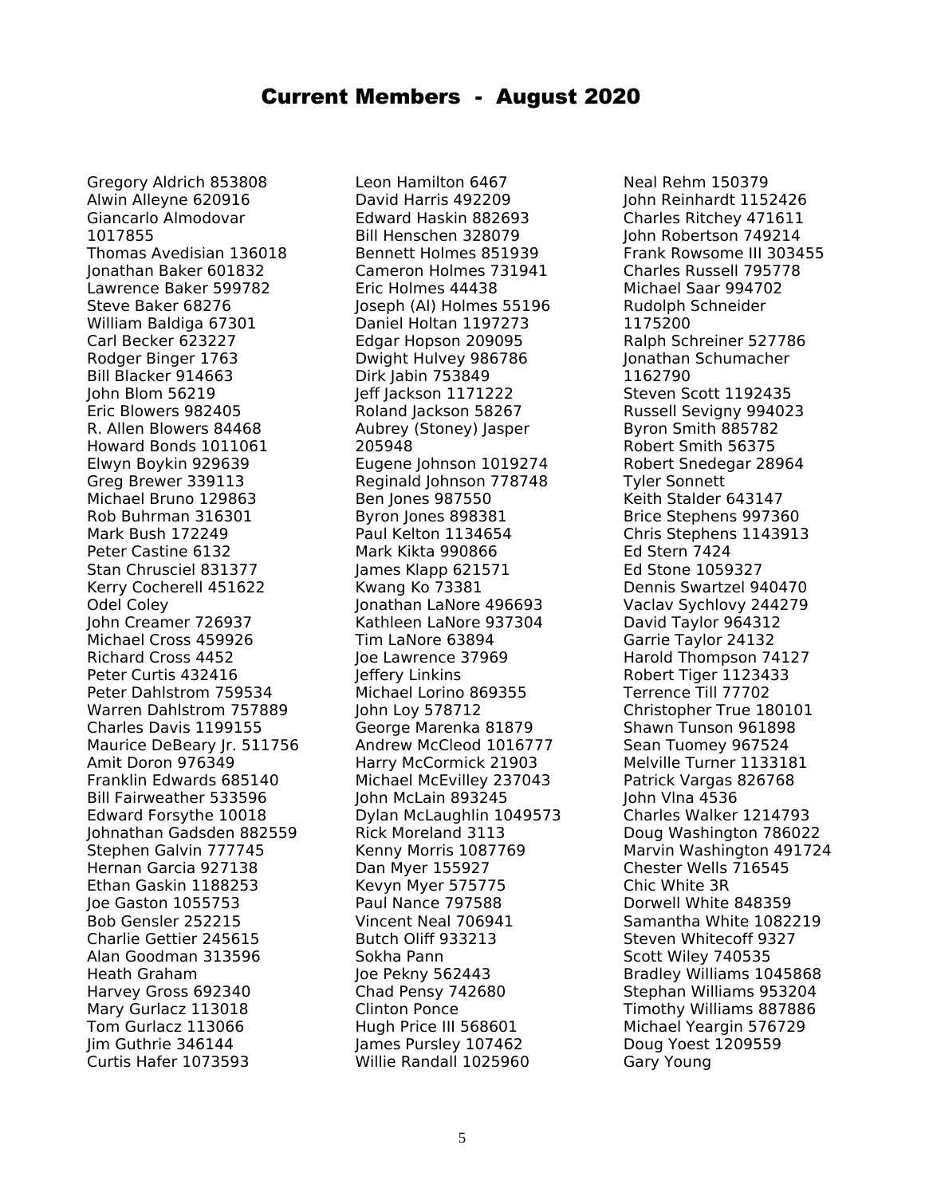# Current Members - August 2020

Gregory Aldrich 853808
Alwin Alleyne 620916
Giancarlo Almodovar 1017855
Thomas Avedisian 136018
Jonathan Baker 601832
Lawrence Baker 599782
Steve Baker 68276
William Baldiga 67301
Carl Becker 623227
Rodger Binger 1763
Bill Blacker 914663
John Blom 56219
Eric Blowers 982405
R. Allen Blowers 84468
Howard Bonds 1011061
Elwyn Boykin 929639
Greg Brewer 339113
Michael Bruno 129863
Rob Buhrman 316301
Mark Bush 172249
Peter Castine 6132
Stan Chrusciel 831377
Kerry Cocherell 451622
Odel Coley
John Creamer 726937
Michael Cross 459926
Richard Cross 4452
Peter Curtis 432416
Peter Dahlstrom 759534
Warren Dahlstrom 757889
Charles Davis 1199155
Maurice DeBeary Jr. 511756
Amit Doron 976349
Franklin Edwards 685140
Bill Fairweather 533596
Edward Forsythe 10018
Johnathan Gadsden 882559
Stephen Galvin 777745
Hernan Garcia 927138
Ethan Gaskin 1188253
Joe Gaston 1055753
Bob Gensler 252215
Charlie Gettier 245615
Alan Goodman 313596
Heath Graham
Harvey Gross 692340
Mary Gurlacz 113018
Tom Gurlacz 113066
Jim Guthrie 346144
Curtis Hafer 1073593
Leon Hamilton 6467
David Harris 492209
Edward Haskin 882693
Bill Henschen 328079
Bennett Holmes 851939
Cameron Holmes 731941
Eric Holmes 44438
Joseph (Al) Holmes 55196
Daniel Holtan 1197273
Edgar Hopson 209095
Dwight Hulvey 986786
Dirk Jabin 753849
Jeff Jackson 1171222
Roland Jackson 58267
Aubrey (Stoney) Jasper 205948
Eugene Johnson 1019274
Reginald Johnson 778748
Ben Jones 987550
Byron Jones 898381
Paul Kelton 1134654
Mark Kikta 990866
James Klapp 621571
Kwang Ko 73381
Jonathan LaNore 496693
Kathleen LaNore 937304
Tim LaNore 63894
Joe Lawrence 37969
Jeffery Linkins
Michael Lorino 869355
John Loy 578712
George Marenka 81879
Andrew McCleod 1016777
Harry McCormick 21903
Michael McEvilley 237043
John McLain 893245
Dylan McLaughlin 1049573
Rick Moreland 3113
Kenny Morris 1087769
Dan Myer 155927
Kevyn Myer 575775
Paul Nance 797588
Vincent Neal 706941
Butch Oliff 933213
Sokha Pann
Joe Pekny 562443
Chad Pensy 742680
Clinton Ponce
Hugh Price III 568601
James Pursley 107462
Willie Randall 1025960
Neal Rehm 150379
John Reinhardt 1152426
Charles Ritchey 471611
John Robertson 749214
Frank Rowsome III 303455
Charles Russell 795778
Michael Saar 994702
Rudolph Schneider 1175200
Ralph Schreiner 527786
Jonathan Schumacher 1162790
Steven Scott 1192435
Russell Sevigny 994023
Byron Smith 885782
Robert Smith 56375
Robert Snedegar 28964
Tyler Sonnett
Keith Stalder 643147
Brice Stephens 997360
Chris Stephens 1143913
Ed Stern 7424
Ed Stone 1059327
Dennis Swartzel 940470
Vaclav Sychlovy 244279
David Taylor 964312
Garrie Taylor 24132
Harold Thompson 74127
Robert Tiger 1123433
Terrence Till 77702
Christopher True 180101
Shawn Tunson 961898
Sean Tuomey 967524
Melville Turner 1133181
Patrick Vargas 826768
John Vlna 4536
Charles Walker 1214793
Doug Washington 786022
Marvin Washington 491724
Chester Wells 716545
Chic White 3R
Dorwell White 848359
Samantha White 1082219
Steven Whitecoff 9327
Scott Wiley 740535
Bradley Williams 1045868
Stephan Williams 953204
Timothy Williams 887886
Michael Yeargin 576729
Doug Yoest 1209559
Gary Young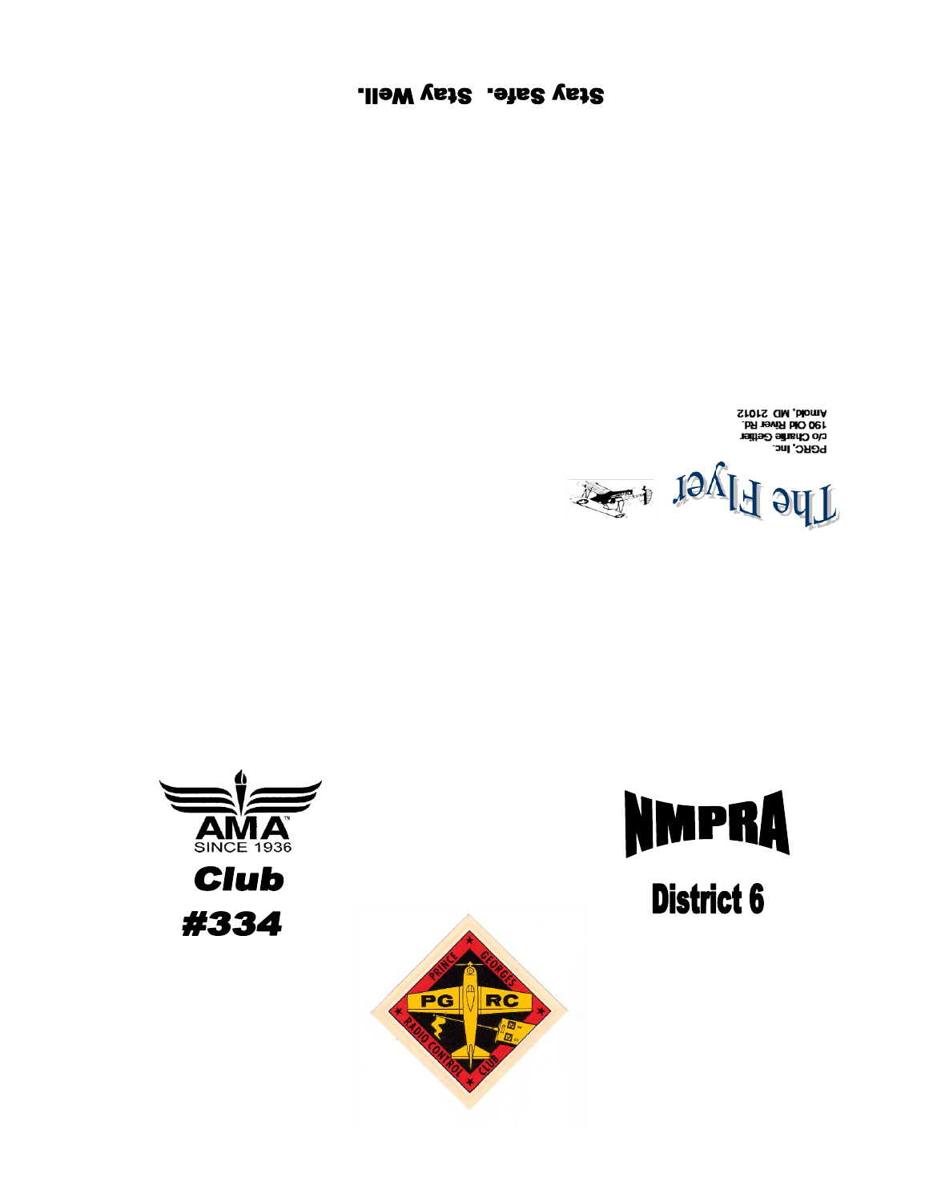**Stay Safe. Stay Well.**

The Flyer

PGRC, Inc.
c/o Charlie Gettier
190 Old River Rd.
Arnold, MD 21012

AMA
SINCE 1936

***Club #334***

**NMPRA**

**District 6**

PRINCE GEORGES
PG RC
RADIO CONTROL CLUB